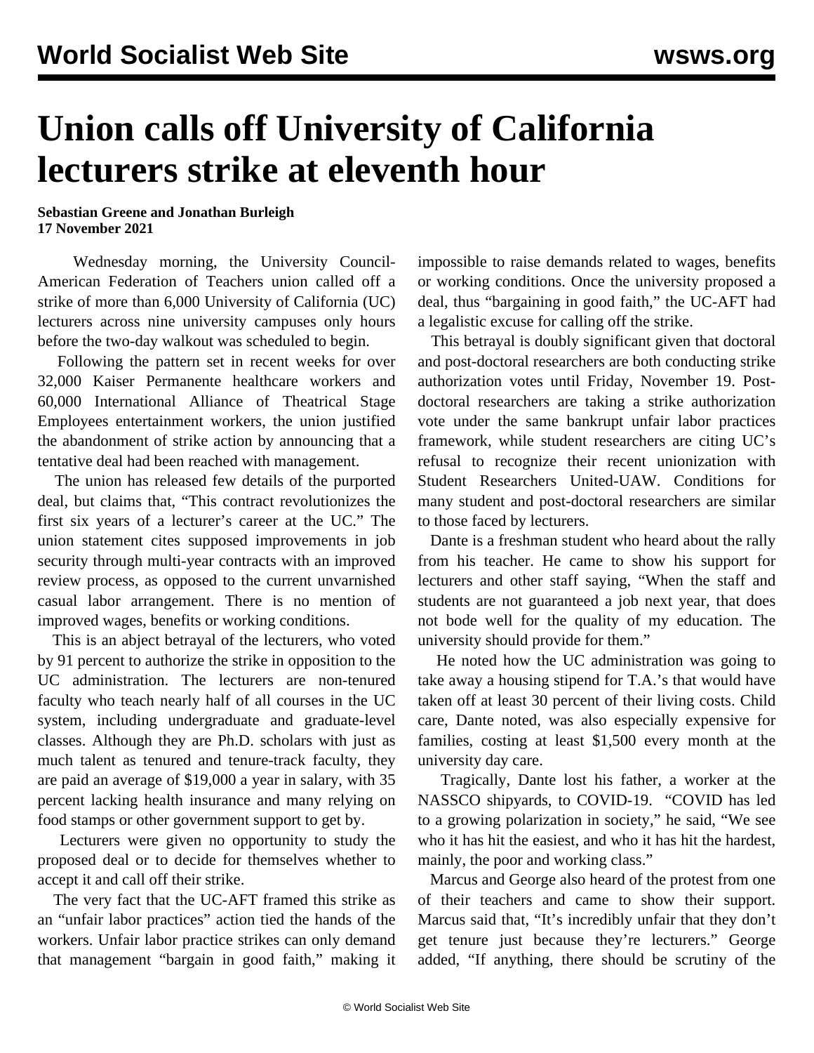# Union calls off University of California lecturers strike at eleventh hour

**Sebastian Greene and Jonathan Burleigh**
**17 November 2021**

Wednesday morning, the University Council-American Federation of Teachers union called off a strike of more than 6,000 University of California (UC) lecturers across nine university campuses only hours before the two-day walkout was scheduled to begin.

Following the pattern set in recent weeks for over 32,000 Kaiser Permanente healthcare workers and 60,000 International Alliance of Theatrical Stage Employees entertainment workers, the union justified the abandonment of strike action by announcing that a tentative deal had been reached with management.

The union has released few details of the purported deal, but claims that, "This contract revolutionizes the first six years of a lecturer's career at the UC." The union statement cites supposed improvements in job security through multi-year contracts with an improved review process, as opposed to the current unvarnished casual labor arrangement. There is no mention of improved wages, benefits or working conditions.

This is an abject betrayal of the lecturers, who voted by 91 percent to authorize the strike in opposition to the UC administration. The lecturers are non-tenured faculty who teach nearly half of all courses in the UC system, including undergraduate and graduate-level classes. Although they are Ph.D. scholars with just as much talent as tenured and tenure-track faculty, they are paid an average of $19,000 a year in salary, with 35 percent lacking health insurance and many relying on food stamps or other government support to get by.

Lecturers were given no opportunity to study the proposed deal or to decide for themselves whether to accept it and call off their strike.

The very fact that the UC-AFT framed this strike as an "unfair labor practices" action tied the hands of the workers. Unfair labor practice strikes can only demand that management "bargain in good faith," making it impossible to raise demands related to wages, benefits or working conditions. Once the university proposed a deal, thus "bargaining in good faith," the UC-AFT had a legalistic excuse for calling off the strike.

This betrayal is doubly significant given that doctoral and post-doctoral researchers are both conducting strike authorization votes until Friday, November 19. Post-doctoral researchers are taking a strike authorization vote under the same bankrupt unfair labor practices framework, while student researchers are citing UC's refusal to recognize their recent unionization with Student Researchers United-UAW. Conditions for many student and post-doctoral researchers are similar to those faced by lecturers.

Dante is a freshman student who heard about the rally from his teacher. He came to show his support for lecturers and other staff saying, "When the staff and students are not guaranteed a job next year, that does not bode well for the quality of my education. The university should provide for them."

He noted how the UC administration was going to take away a housing stipend for T.A.'s that would have taken off at least 30 percent of their living costs. Child care, Dante noted, was also especially expensive for families, costing at least $1,500 every month at the university day care.

Tragically, Dante lost his father, a worker at the NASSCO shipyards, to COVID-19. "COVID has led to a growing polarization in society," he said, "We see who it has hit the easiest, and who it has hit the hardest, mainly, the poor and working class."

Marcus and George also heard of the protest from one of their teachers and came to show their support. Marcus said that, "It's incredibly unfair that they don't get tenure just because they're lecturers." George added, "If anything, there should be scrutiny of the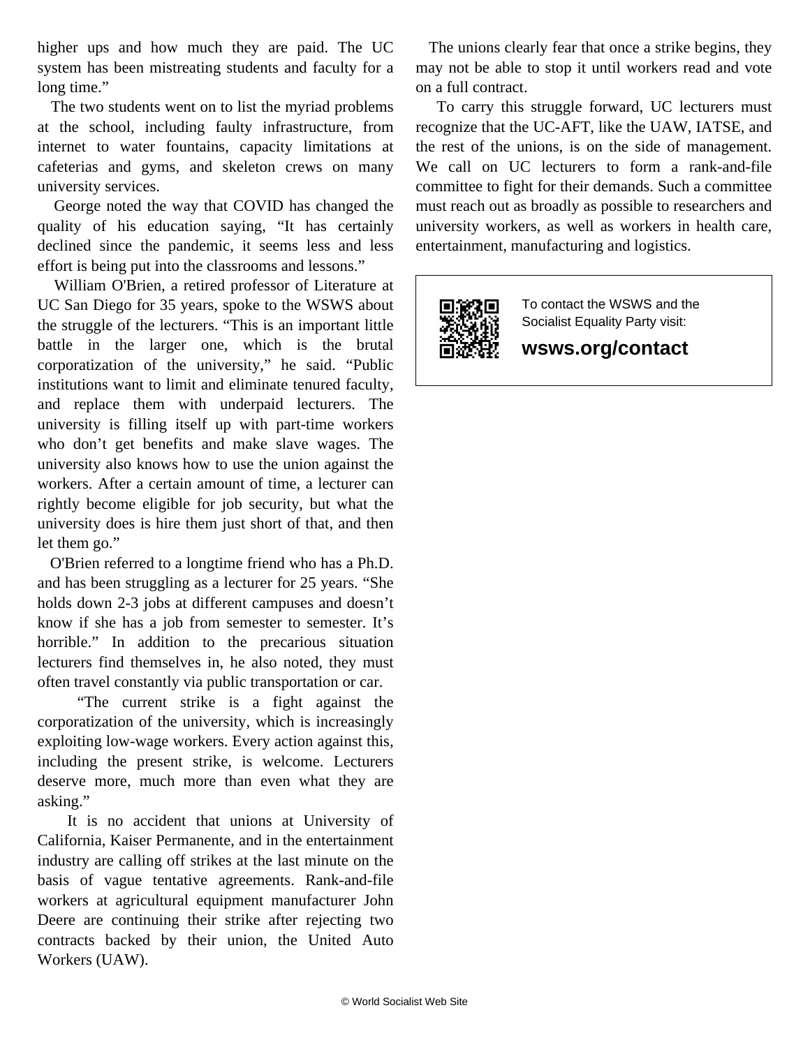higher ups and how much they are paid. The UC system has been mistreating students and faculty for a long time."

The two students went on to list the myriad problems at the school, including faulty infrastructure, from internet to water fountains, capacity limitations at cafeterias and gyms, and skeleton crews on many university services.

George noted the way that COVID has changed the quality of his education saying, "It has certainly declined since the pandemic, it seems less and less effort is being put into the classrooms and lessons."

William O'Brien, a retired professor of Literature at UC San Diego for 35 years, spoke to the WSWS about the struggle of the lecturers. "This is an important little battle in the larger one, which is the brutal corporatization of the university," he said. "Public institutions want to limit and eliminate tenured faculty, and replace them with underpaid lecturers. The university is filling itself up with part-time workers who don't get benefits and make slave wages. The university also knows how to use the union against the workers. After a certain amount of time, a lecturer can rightly become eligible for job security, but what the university does is hire them just short of that, and then let them go."

O'Brien referred to a longtime friend who has a Ph.D. and has been struggling as a lecturer for 25 years. "She holds down 2-3 jobs at different campuses and doesn't know if she has a job from semester to semester. It's horrible." In addition to the precarious situation lecturers find themselves in, he also noted, they must often travel constantly via public transportation or car.

"The current strike is a fight against the corporatization of the university, which is increasingly exploiting low-wage workers. Every action against this, including the present strike, is welcome. Lecturers deserve more, much more than even what they are asking."

It is no accident that unions at University of California, Kaiser Permanente, and in the entertainment industry are calling off strikes at the last minute on the basis of vague tentative agreements. Rank-and-file workers at agricultural equipment manufacturer John Deere are continuing their strike after rejecting two contracts backed by their union, the United Auto Workers (UAW).

The unions clearly fear that once a strike begins, they may not be able to stop it until workers read and vote on a full contract.

To carry this struggle forward, UC lecturers must recognize that the UC-AFT, like the UAW, IATSE, and the rest of the unions, is on the side of management. We call on UC lecturers to form a rank-and-file committee to fight for their demands. Such a committee must reach out as broadly as possible to researchers and university workers, as well as workers in health care, entertainment, manufacturing and logistics.

To contact the WSWS and the Socialist Equality Party visit:

**wsws.org/contact**